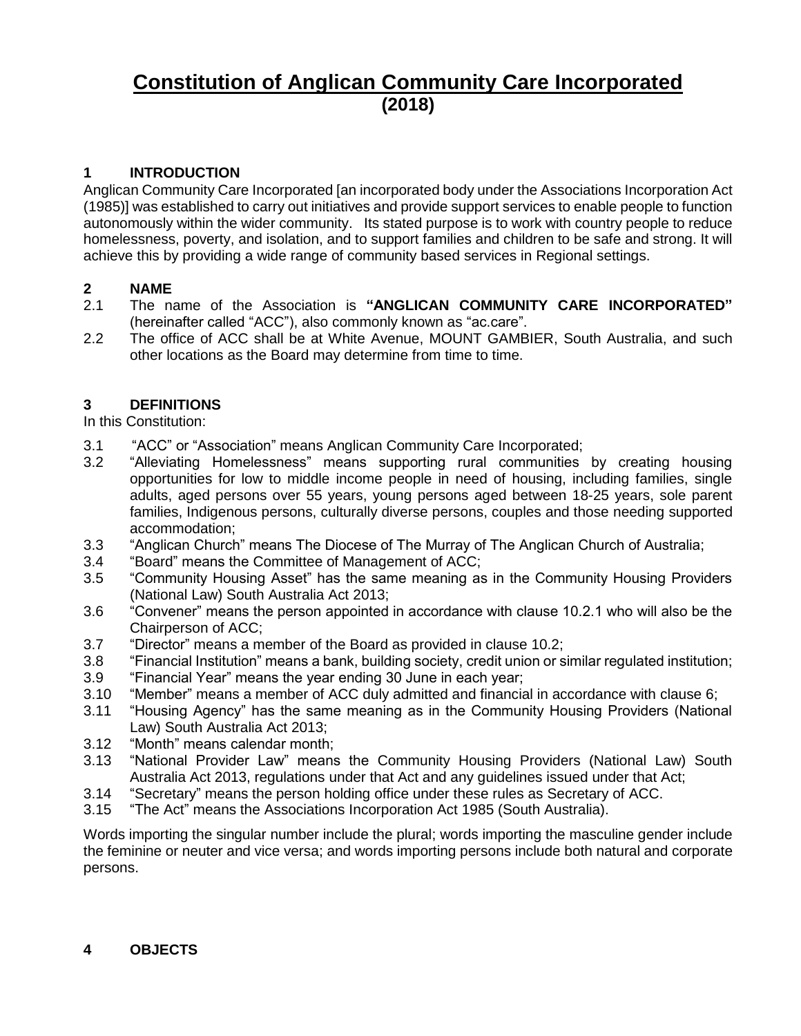# Constitution of Anglican Community Care Incorporated
**(2018)**

## 1 INTRODUCTION

Anglican Community Care Incorporated [an incorporated body under the Associations Incorporation Act (1985)] was established to carry out initiatives and provide support services to enable people to function autonomously within the wider community. Its stated purpose is to work with country people to reduce homelessness, poverty, and isolation, and to support families and children to be safe and strong. It will achieve this by providing a wide range of community based services in Regional settings.

## 2 NAME

2.1 The name of the Association is **"ANGLICAN COMMUNITY CARE INCORPORATED"** (hereinafter called "ACC"), also commonly known as "ac.care".

2.2 The office of ACC shall be at White Avenue, MOUNT GAMBIER, South Australia, and such other locations as the Board may determine from time to time.

## 3 DEFINITIONS

In this Constitution:

3.1 "ACC" or "Association" means Anglican Community Care Incorporated;

3.2 "Alleviating Homelessness" means supporting rural communities by creating housing opportunities for low to middle income people in need of housing, including families, single adults, aged persons over 55 years, young persons aged between 18-25 years, sole parent families, Indigenous persons, culturally diverse persons, couples and those needing supported accommodation;

3.3 "Anglican Church" means The Diocese of The Murray of The Anglican Church of Australia;

3.4 "Board" means the Committee of Management of ACC;

3.5 "Community Housing Asset" has the same meaning as in the Community Housing Providers (National Law) South Australia Act 2013;

3.6 "Convener" means the person appointed in accordance with clause 10.2.1 who will also be the Chairperson of ACC;

3.7 "Director" means a member of the Board as provided in clause 10.2;

3.8 "Financial Institution" means a bank, building society, credit union or similar regulated institution;

3.9 "Financial Year" means the year ending 30 June in each year;

3.10 "Member" means a member of ACC duly admitted and financial in accordance with clause 6;

3.11 "Housing Agency" has the same meaning as in the Community Housing Providers (National Law) South Australia Act 2013;

3.12 "Month" means calendar month;

3.13 "National Provider Law" means the Community Housing Providers (National Law) South Australia Act 2013, regulations under that Act and any guidelines issued under that Act;

3.14 "Secretary" means the person holding office under these rules as Secretary of ACC.

3.15 "The Act" means the Associations Incorporation Act 1985 (South Australia).

Words importing the singular number include the plural; words importing the masculine gender include the feminine or neuter and vice versa; and words importing persons include both natural and corporate persons.

## 4 OBJECTS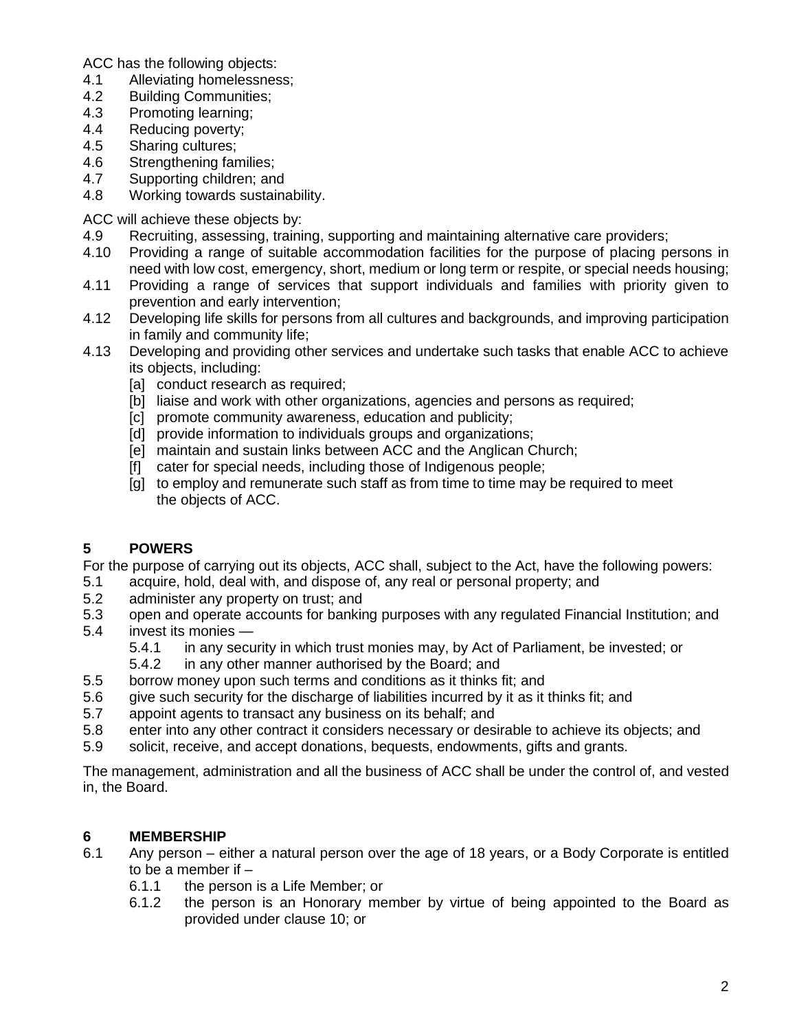ACC has the following objects:

4.1 Alleviating homelessness;
4.2 Building Communities;
4.3 Promoting learning;
4.4 Reducing poverty;
4.5 Sharing cultures;
4.6 Strengthening families;
4.7 Supporting children; and
4.8 Working towards sustainability.

ACC will achieve these objects by:

4.9 Recruiting, assessing, training, supporting and maintaining alternative care providers;
4.10 Providing a range of suitable accommodation facilities for the purpose of placing persons in need with low cost, emergency, short, medium or long term or respite, or special needs housing;
4.11 Providing a range of services that support individuals and families with priority given to prevention and early intervention;
4.12 Developing life skills for persons from all cultures and backgrounds, and improving participation in family and community life;
4.13 Developing and providing other services and undertake such tasks that enable ACC to achieve its objects, including:
   - [a] conduct research as required;
   - [b] liaise and work with other organizations, agencies and persons as required;
   - [c] promote community awareness, education and publicity;
   - [d] provide information to individuals groups and organizations;
   - [e] maintain and sustain links between ACC and the Anglican Church;
   - [f] cater for special needs, including those of Indigenous people;
   - [g] to employ and remunerate such staff as from time to time may be required to meet the objects of ACC.

## 5 POWERS

For the purpose of carrying out its objects, ACC shall, subject to the Act, have the following powers:

5.1 acquire, hold, deal with, and dispose of, any real or personal property; and
5.2 administer any property on trust; and
5.3 open and operate accounts for banking purposes with any regulated Financial Institution; and
5.4 invest its monies —
   - 5.4.1 in any security in which trust monies may, by Act of Parliament, be invested; or
   - 5.4.2 in any other manner authorised by the Board; and

5.5 borrow money upon such terms and conditions as it thinks fit; and
5.6 give such security for the discharge of liabilities incurred by it as it thinks fit; and
5.7 appoint agents to transact any business on its behalf; and
5.8 enter into any other contract it considers necessary or desirable to achieve its objects; and
5.9 solicit, receive, and accept donations, bequests, endowments, gifts and grants.

The management, administration and all the business of ACC shall be under the control of, and vested in, the Board.

## 6 MEMBERSHIP

6.1 Any person – either a natural person over the age of 18 years, or a Body Corporate is entitled to be a member if –
   - 6.1.1 the person is a Life Member; or
   - 6.1.2 the person is an Honorary member by virtue of being appointed to the Board as provided under clause 10; or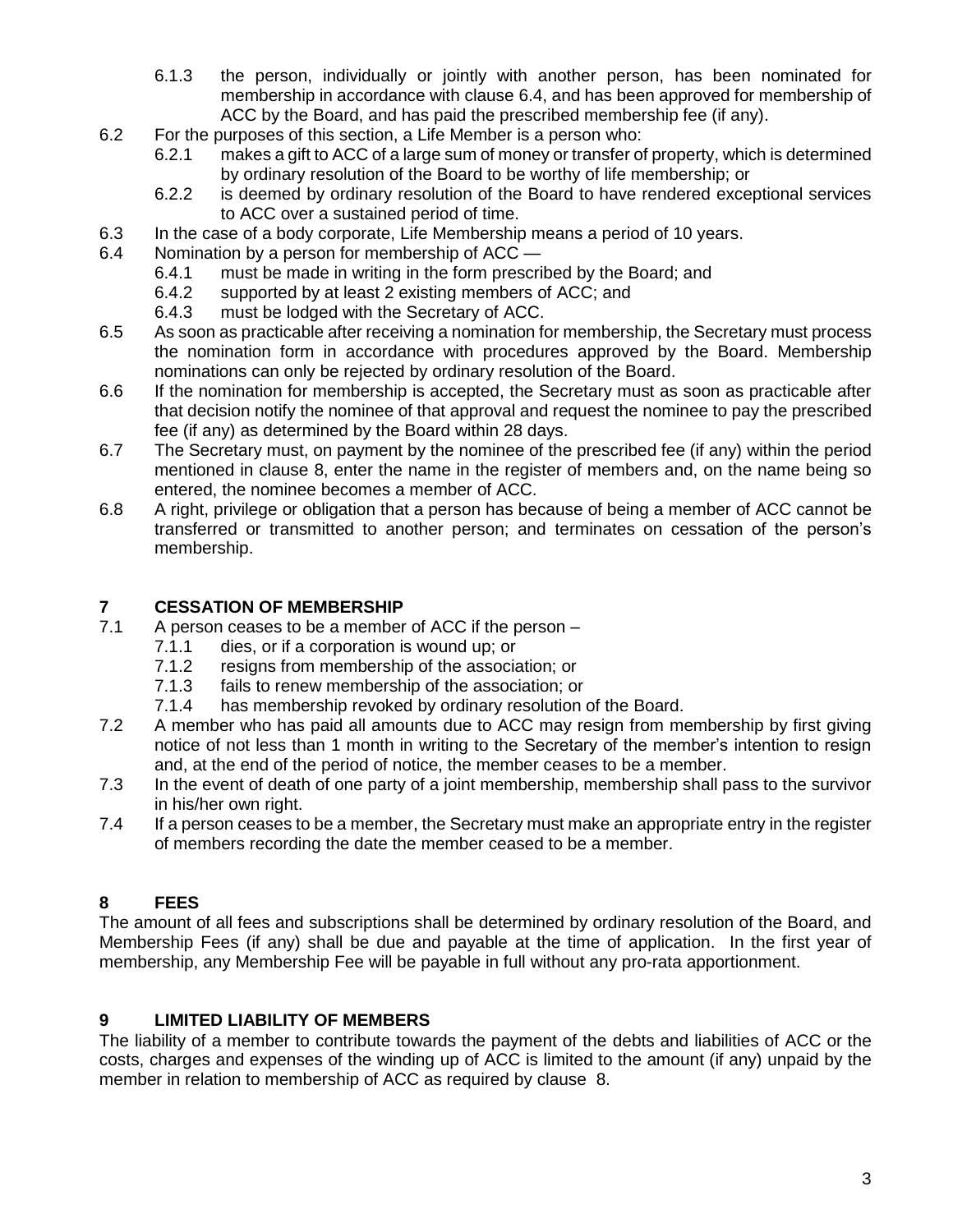6.1.3 the person, individually or jointly with another person, has been nominated for membership in accordance with clause 6.4, and has been approved for membership of ACC by the Board, and has paid the prescribed membership fee (if any).

6.2 For the purposes of this section, a Life Member is a person who:

6.2.1 makes a gift to ACC of a large sum of money or transfer of property, which is determined by ordinary resolution of the Board to be worthy of life membership; or

6.2.2 is deemed by ordinary resolution of the Board to have rendered exceptional services to ACC over a sustained period of time.

6.3 In the case of a body corporate, Life Membership means a period of 10 years.

6.4 Nomination by a person for membership of ACC —

6.4.1 must be made in writing in the form prescribed by the Board; and

6.4.2 supported by at least 2 existing members of ACC; and

6.4.3 must be lodged with the Secretary of ACC.

6.5 As soon as practicable after receiving a nomination for membership, the Secretary must process the nomination form in accordance with procedures approved by the Board. Membership nominations can only be rejected by ordinary resolution of the Board.

6.6 If the nomination for membership is accepted, the Secretary must as soon as practicable after that decision notify the nominee of that approval and request the nominee to pay the prescribed fee (if any) as determined by the Board within 28 days.

6.7 The Secretary must, on payment by the nominee of the prescribed fee (if any) within the period mentioned in clause 8, enter the name in the register of members and, on the name being so entered, the nominee becomes a member of ACC.

6.8 A right, privilege or obligation that a person has because of being a member of ACC cannot be transferred or transmitted to another person; and terminates on cessation of the person's membership.

## 7 CESSATION OF MEMBERSHIP

7.1 A person ceases to be a member of ACC if the person –

7.1.1 dies, or if a corporation is wound up; or

7.1.2 resigns from membership of the association; or

7.1.3 fails to renew membership of the association; or

7.1.4 has membership revoked by ordinary resolution of the Board.

7.2 A member who has paid all amounts due to ACC may resign from membership by first giving notice of not less than 1 month in writing to the Secretary of the member's intention to resign and, at the end of the period of notice, the member ceases to be a member.

7.3 In the event of death of one party of a joint membership, membership shall pass to the survivor in his/her own right.

7.4 If a person ceases to be a member, the Secretary must make an appropriate entry in the register of members recording the date the member ceased to be a member.

## 8 FEES

The amount of all fees and subscriptions shall be determined by ordinary resolution of the Board, and Membership Fees (if any) shall be due and payable at the time of application. In the first year of membership, any Membership Fee will be payable in full without any pro-rata apportionment.

## 9 LIMITED LIABILITY OF MEMBERS

The liability of a member to contribute towards the payment of the debts and liabilities of ACC or the costs, charges and expenses of the winding up of ACC is limited to the amount (if any) unpaid by the member in relation to membership of ACC as required by clause 8.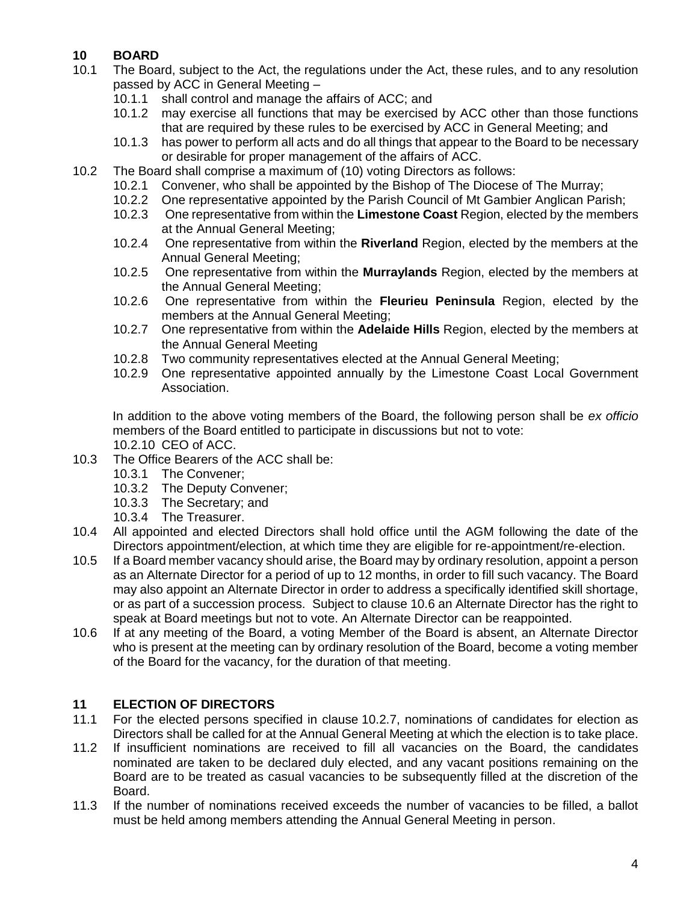## 10 BOARD

10.1 The Board, subject to the Act, the regulations under the Act, these rules, and to any resolution passed by ACC in General Meeting –

- 10.1.1 shall control and manage the affairs of ACC; and
- 10.1.2 may exercise all functions that may be exercised by ACC other than those functions that are required by these rules to be exercised by ACC in General Meeting; and
- 10.1.3 has power to perform all acts and do all things that appear to the Board to be necessary or desirable for proper management of the affairs of ACC.

10.2 The Board shall comprise a maximum of (10) voting Directors as follows:

- 10.2.1 Convener, who shall be appointed by the Bishop of The Diocese of The Murray;
- 10.2.2 One representative appointed by the Parish Council of Mt Gambier Anglican Parish;
- 10.2.3 One representative from within the **Limestone Coast** Region, elected by the members at the Annual General Meeting;
- 10.2.4 One representative from within the **Riverland** Region, elected by the members at the Annual General Meeting;
- 10.2.5 One representative from within the **Murraylands** Region, elected by the members at the Annual General Meeting;
- 10.2.6 One representative from within the **Fleurieu Peninsula** Region, elected by the members at the Annual General Meeting;
- 10.2.7 One representative from within the **Adelaide Hills** Region, elected by the members at the Annual General Meeting
- 10.2.8 Two community representatives elected at the Annual General Meeting;
- 10.2.9 One representative appointed annually by the Limestone Coast Local Government Association.

In addition to the above voting members of the Board, the following person shall be *ex officio* members of the Board entitled to participate in discussions but not to vote:

- 10.2.10 CEO of ACC.

10.3 The Office Bearers of the ACC shall be:

- 10.3.1 The Convener;
- 10.3.2 The Deputy Convener;
- 10.3.3 The Secretary; and
- 10.3.4 The Treasurer.

10.4 All appointed and elected Directors shall hold office until the AGM following the date of the Directors appointment/election, at which time they are eligible for re-appointment/re-election.

10.5 If a Board member vacancy should arise, the Board may by ordinary resolution, appoint a person as an Alternate Director for a period of up to 12 months, in order to fill such vacancy. The Board may also appoint an Alternate Director in order to address a specifically identified skill shortage, or as part of a succession process. Subject to clause 10.6 an Alternate Director has the right to speak at Board meetings but not to vote. An Alternate Director can be reappointed.

10.6 If at any meeting of the Board, a voting Member of the Board is absent, an Alternate Director who is present at the meeting can by ordinary resolution of the Board, become a voting member of the Board for the vacancy, for the duration of that meeting.

## 11 ELECTION OF DIRECTORS

11.1 For the elected persons specified in clause 10.2.7, nominations of candidates for election as Directors shall be called for at the Annual General Meeting at which the election is to take place.

11.2 If insufficient nominations are received to fill all vacancies on the Board, the candidates nominated are taken to be declared duly elected, and any vacant positions remaining on the Board are to be treated as casual vacancies to be subsequently filled at the discretion of the Board.

11.3 If the number of nominations received exceeds the number of vacancies to be filled, a ballot must be held among members attending the Annual General Meeting in person.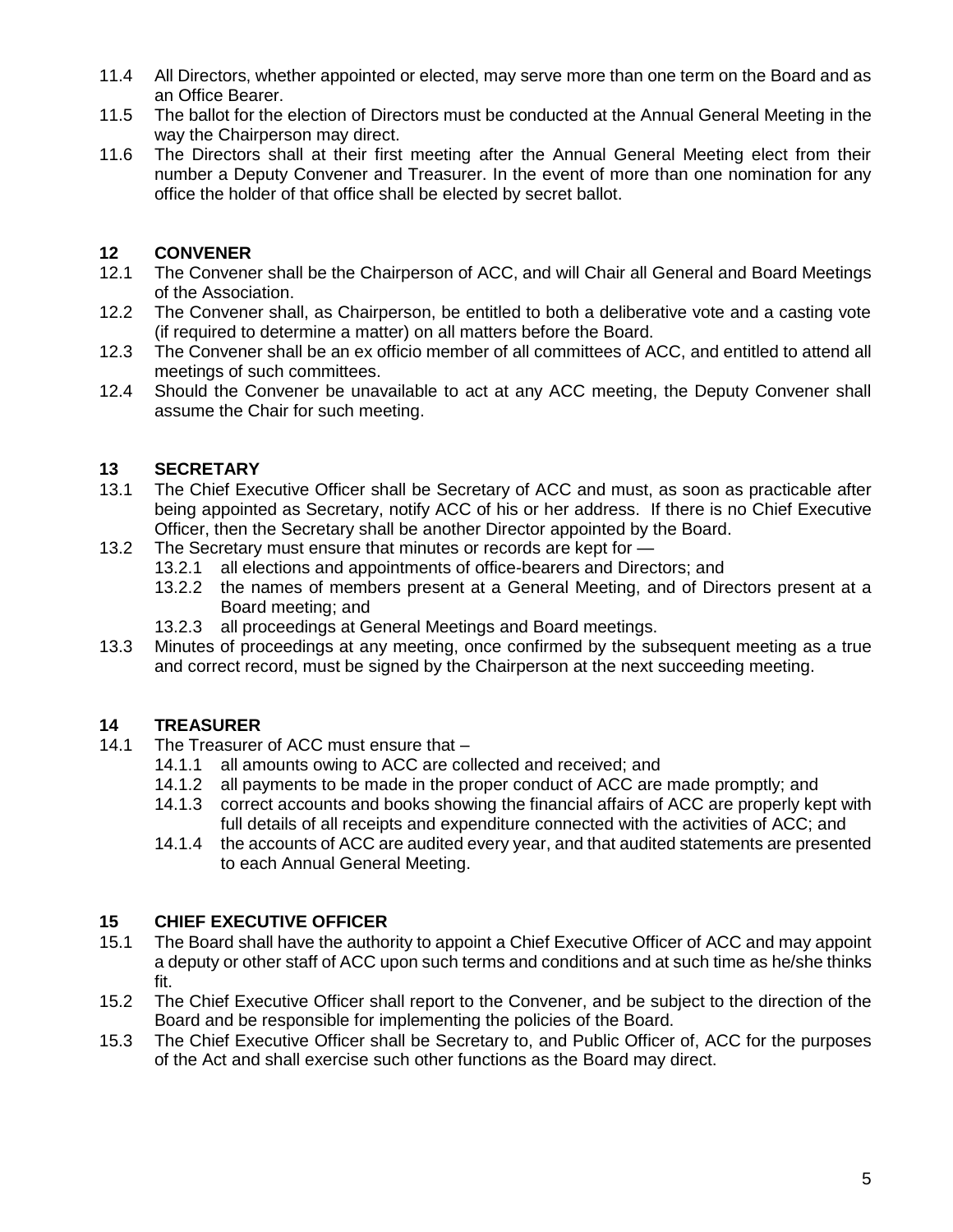11.4 All Directors, whether appointed or elected, may serve more than one term on the Board and as an Office Bearer.

11.5 The ballot for the election of Directors must be conducted at the Annual General Meeting in the way the Chairperson may direct.

11.6 The Directors shall at their first meeting after the Annual General Meeting elect from their number a Deputy Convener and Treasurer. In the event of more than one nomination for any office the holder of that office shall be elected by secret ballot.

## 12 CONVENER

12.1 The Convener shall be the Chairperson of ACC, and will Chair all General and Board Meetings of the Association.

12.2 The Convener shall, as Chairperson, be entitled to both a deliberative vote and a casting vote (if required to determine a matter) on all matters before the Board.

12.3 The Convener shall be an ex officio member of all committees of ACC, and entitled to attend all meetings of such committees.

12.4 Should the Convener be unavailable to act at any ACC meeting, the Deputy Convener shall assume the Chair for such meeting.

## 13 SECRETARY

13.1 The Chief Executive Officer shall be Secretary of ACC and must, as soon as practicable after being appointed as Secretary, notify ACC of his or her address. If there is no Chief Executive Officer, then the Secretary shall be another Director appointed by the Board.

13.2 The Secretary must ensure that minutes or records are kept for —

- 13.2.1 all elections and appointments of office-bearers and Directors; and
- 13.2.2 the names of members present at a General Meeting, and of Directors present at a Board meeting; and
- 13.2.3 all proceedings at General Meetings and Board meetings.

13.3 Minutes of proceedings at any meeting, once confirmed by the subsequent meeting as a true and correct record, must be signed by the Chairperson at the next succeeding meeting.

## 14 TREASURER

14.1 The Treasurer of ACC must ensure that –

- 14.1.1 all amounts owing to ACC are collected and received; and
- 14.1.2 all payments to be made in the proper conduct of ACC are made promptly; and
- 14.1.3 correct accounts and books showing the financial affairs of ACC are properly kept with full details of all receipts and expenditure connected with the activities of ACC; and
- 14.1.4 the accounts of ACC are audited every year, and that audited statements are presented to each Annual General Meeting.

## 15 CHIEF EXECUTIVE OFFICER

15.1 The Board shall have the authority to appoint a Chief Executive Officer of ACC and may appoint a deputy or other staff of ACC upon such terms and conditions and at such time as he/she thinks fit.

15.2 The Chief Executive Officer shall report to the Convener, and be subject to the direction of the Board and be responsible for implementing the policies of the Board.

15.3 The Chief Executive Officer shall be Secretary to, and Public Officer of, ACC for the purposes of the Act and shall exercise such other functions as the Board may direct.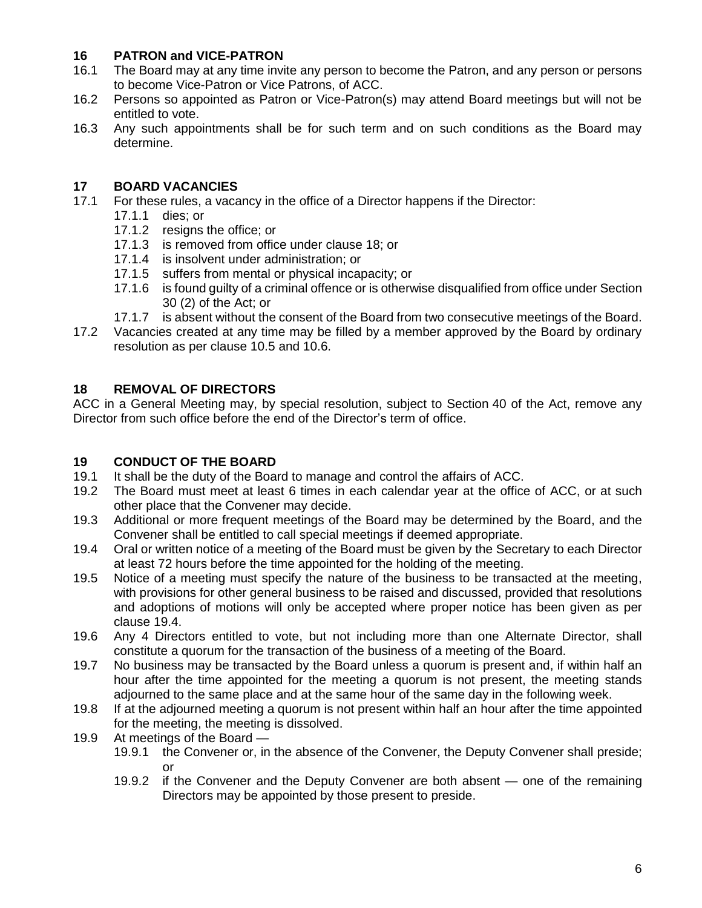## 16 PATRON and VICE-PATRON

16.1 The Board may at any time invite any person to become the Patron, and any person or persons to become Vice-Patron or Vice Patrons, of ACC.

16.2 Persons so appointed as Patron or Vice-Patron(s) may attend Board meetings but will not be entitled to vote.

16.3 Any such appointments shall be for such term and on such conditions as the Board may determine.

## 17 BOARD VACANCIES

17.1 For these rules, a vacancy in the office of a Director happens if the Director:

- 17.1.1 dies; or
- 17.1.2 resigns the office; or
- 17.1.3 is removed from office under clause 18; or
- 17.1.4 is insolvent under administration; or
- 17.1.5 suffers from mental or physical incapacity; or
- 17.1.6 is found guilty of a criminal offence or is otherwise disqualified from office under Section 30 (2) of the Act; or
- 17.1.7 is absent without the consent of the Board from two consecutive meetings of the Board.

17.2 Vacancies created at any time may be filled by a member approved by the Board by ordinary resolution as per clause 10.5 and 10.6.

## 18 REMOVAL OF DIRECTORS

ACC in a General Meeting may, by special resolution, subject to Section 40 of the Act, remove any Director from such office before the end of the Director's term of office.

## 19 CONDUCT OF THE BOARD

19.1 It shall be the duty of the Board to manage and control the affairs of ACC.

19.2 The Board must meet at least 6 times in each calendar year at the office of ACC, or at such other place that the Convener may decide.

19.3 Additional or more frequent meetings of the Board may be determined by the Board, and the Convener shall be entitled to call special meetings if deemed appropriate.

19.4 Oral or written notice of a meeting of the Board must be given by the Secretary to each Director at least 72 hours before the time appointed for the holding of the meeting.

19.5 Notice of a meeting must specify the nature of the business to be transacted at the meeting, with provisions for other general business to be raised and discussed, provided that resolutions and adoptions of motions will only be accepted where proper notice has been given as per clause 19.4.

19.6 Any 4 Directors entitled to vote, but not including more than one Alternate Director, shall constitute a quorum for the transaction of the business of a meeting of the Board.

19.7 No business may be transacted by the Board unless a quorum is present and, if within half an hour after the time appointed for the meeting a quorum is not present, the meeting stands adjourned to the same place and at the same hour of the same day in the following week.

19.8 If at the adjourned meeting a quorum is not present within half an hour after the time appointed for the meeting, the meeting is dissolved.

19.9 At meetings of the Board —

- 19.9.1 the Convener or, in the absence of the Convener, the Deputy Convener shall preside; or
- 19.9.2 if the Convener and the Deputy Convener are both absent — one of the remaining Directors may be appointed by those present to preside.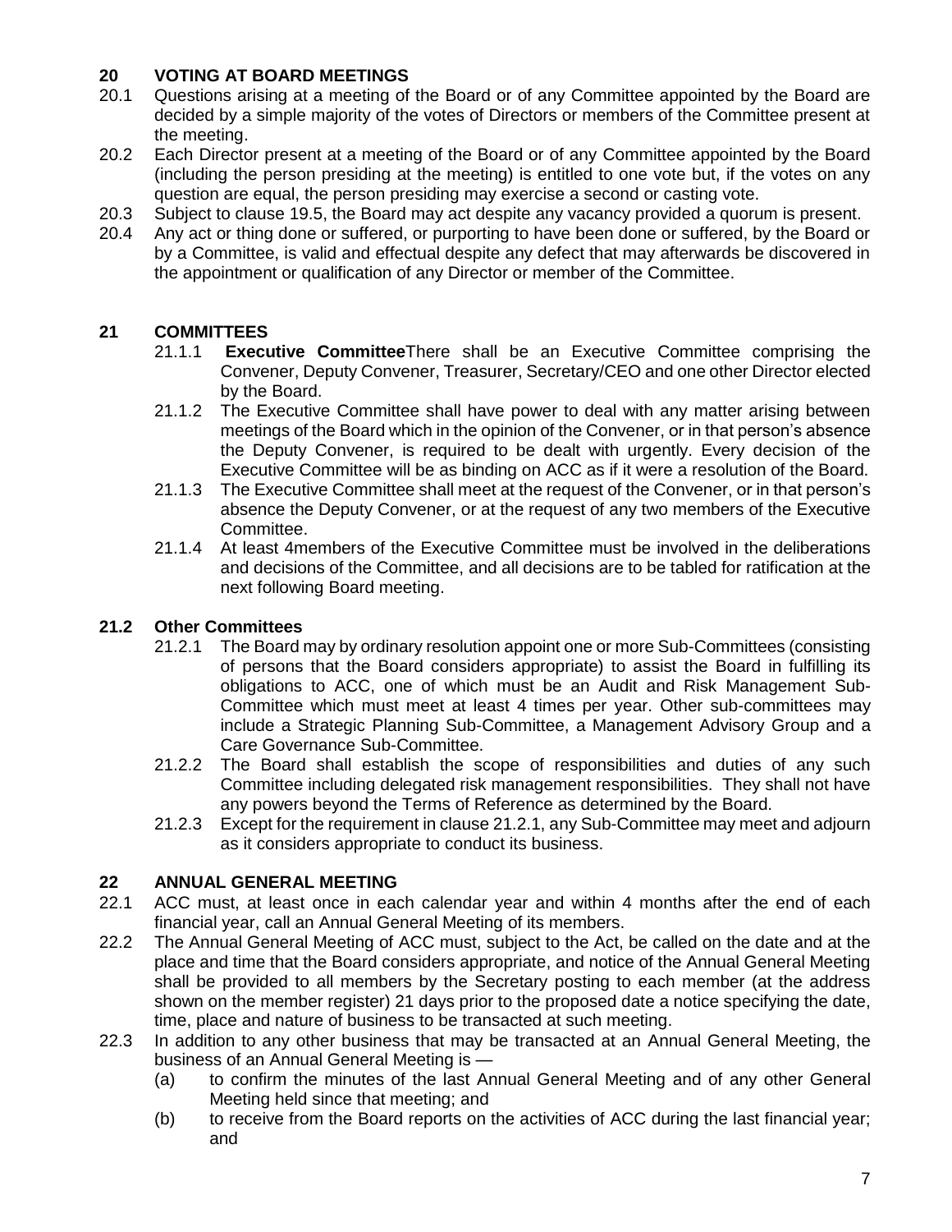## 20 VOTING AT BOARD MEETINGS

20.1 Questions arising at a meeting of the Board or of any Committee appointed by the Board are decided by a simple majority of the votes of Directors or members of the Committee present at the meeting.

20.2 Each Director present at a meeting of the Board or of any Committee appointed by the Board (including the person presiding at the meeting) is entitled to one vote but, if the votes on any question are equal, the person presiding may exercise a second or casting vote.

20.3 Subject to clause 19.5, the Board may act despite any vacancy provided a quorum is present.

20.4 Any act or thing done or suffered, or purporting to have been done or suffered, by the Board or by a Committee, is valid and effectual despite any defect that may afterwards be discovered in the appointment or qualification of any Director or member of the Committee.

## 21 COMMITTEES

21.1.1 **Executive Committee**There shall be an Executive Committee comprising the Convener, Deputy Convener, Treasurer, Secretary/CEO and one other Director elected by the Board.

21.1.2 The Executive Committee shall have power to deal with any matter arising between meetings of the Board which in the opinion of the Convener, or in that person's absence the Deputy Convener, is required to be dealt with urgently. Every decision of the Executive Committee will be as binding on ACC as if it were a resolution of the Board.

21.1.3 The Executive Committee shall meet at the request of the Convener, or in that person's absence the Deputy Convener, or at the request of any two members of the Executive Committee.

21.1.4 At least 4members of the Executive Committee must be involved in the deliberations and decisions of the Committee, and all decisions are to be tabled for ratification at the next following Board meeting.

### 21.2 Other Committees

21.2.1 The Board may by ordinary resolution appoint one or more Sub-Committees (consisting of persons that the Board considers appropriate) to assist the Board in fulfilling its obligations to ACC, one of which must be an Audit and Risk Management Sub-Committee which must meet at least 4 times per year. Other sub-committees may include a Strategic Planning Sub-Committee, a Management Advisory Group and a Care Governance Sub-Committee.

21.2.2 The Board shall establish the scope of responsibilities and duties of any such Committee including delegated risk management responsibilities. They shall not have any powers beyond the Terms of Reference as determined by the Board.

21.2.3 Except for the requirement in clause 21.2.1, any Sub-Committee may meet and adjourn as it considers appropriate to conduct its business.

## 22 ANNUAL GENERAL MEETING

22.1 ACC must, at least once in each calendar year and within 4 months after the end of each financial year, call an Annual General Meeting of its members.

22.2 The Annual General Meeting of ACC must, subject to the Act, be called on the date and at the place and time that the Board considers appropriate, and notice of the Annual General Meeting shall be provided to all members by the Secretary posting to each member (at the address shown on the member register) 21 days prior to the proposed date a notice specifying the date, time, place and nature of business to be transacted at such meeting.

22.3 In addition to any other business that may be transacted at an Annual General Meeting, the business of an Annual General Meeting is —

(a) to confirm the minutes of the last Annual General Meeting and of any other General Meeting held since that meeting; and

(b) to receive from the Board reports on the activities of ACC during the last financial year; and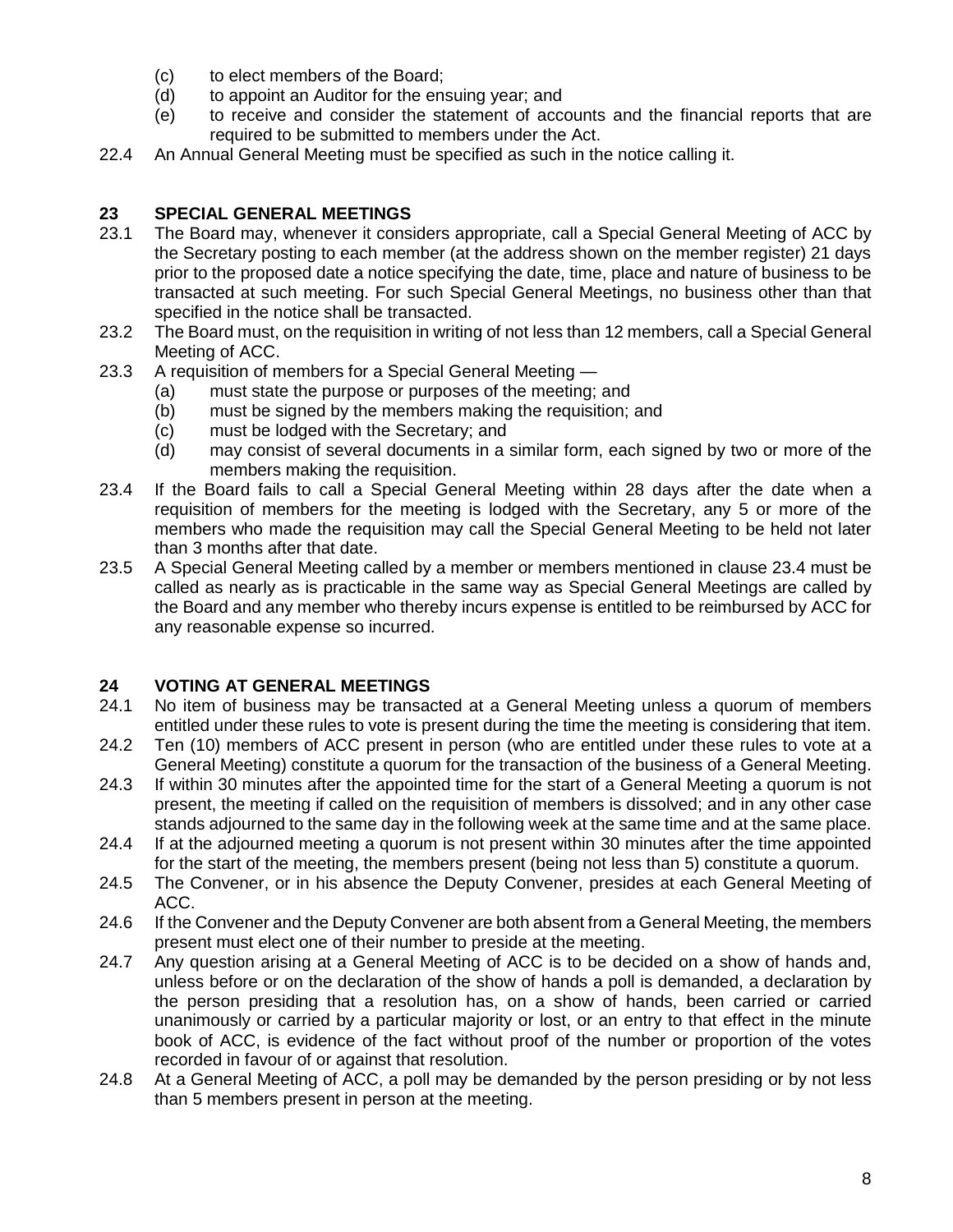(c) to elect members of the Board;
(d) to appoint an Auditor for the ensuing year; and
(e) to receive and consider the statement of accounts and the financial reports that are required to be submitted to members under the Act.

22.4 An Annual General Meeting must be specified as such in the notice calling it.

## 23 SPECIAL GENERAL MEETINGS

23.1 The Board may, whenever it considers appropriate, call a Special General Meeting of ACC by the Secretary posting to each member (at the address shown on the member register) 21 days prior to the proposed date a notice specifying the date, time, place and nature of business to be transacted at such meeting. For such Special General Meetings, no business other than that specified in the notice shall be transacted.

23.2 The Board must, on the requisition in writing of not less than 12 members, call a Special General Meeting of ACC.

23.3 A requisition of members for a Special General Meeting —
(a) must state the purpose or purposes of the meeting; and
(b) must be signed by the members making the requisition; and
(c) must be lodged with the Secretary; and
(d) may consist of several documents in a similar form, each signed by two or more of the members making the requisition.

23.4 If the Board fails to call a Special General Meeting within 28 days after the date when a requisition of members for the meeting is lodged with the Secretary, any 5 or more of the members who made the requisition may call the Special General Meeting to be held not later than 3 months after that date.

23.5 A Special General Meeting called by a member or members mentioned in clause 23.4 must be called as nearly as is practicable in the same way as Special General Meetings are called by the Board and any member who thereby incurs expense is entitled to be reimbursed by ACC for any reasonable expense so incurred.

## 24 VOTING AT GENERAL MEETINGS

24.1 No item of business may be transacted at a General Meeting unless a quorum of members entitled under these rules to vote is present during the time the meeting is considering that item.

24.2 Ten (10) members of ACC present in person (who are entitled under these rules to vote at a General Meeting) constitute a quorum for the transaction of the business of a General Meeting.

24.3 If within 30 minutes after the appointed time for the start of a General Meeting a quorum is not present, the meeting if called on the requisition of members is dissolved; and in any other case stands adjourned to the same day in the following week at the same time and at the same place.

24.4 If at the adjourned meeting a quorum is not present within 30 minutes after the time appointed for the start of the meeting, the members present (being not less than 5) constitute a quorum.

24.5 The Convener, or in his absence the Deputy Convener, presides at each General Meeting of ACC.

24.6 If the Convener and the Deputy Convener are both absent from a General Meeting, the members present must elect one of their number to preside at the meeting.

24.7 Any question arising at a General Meeting of ACC is to be decided on a show of hands and, unless before or on the declaration of the show of hands a poll is demanded, a declaration by the person presiding that a resolution has, on a show of hands, been carried or carried unanimously or carried by a particular majority or lost, or an entry to that effect in the minute book of ACC, is evidence of the fact without proof of the number or proportion of the votes recorded in favour of or against that resolution.

24.8 At a General Meeting of ACC, a poll may be demanded by the person presiding or by not less than 5 members present in person at the meeting.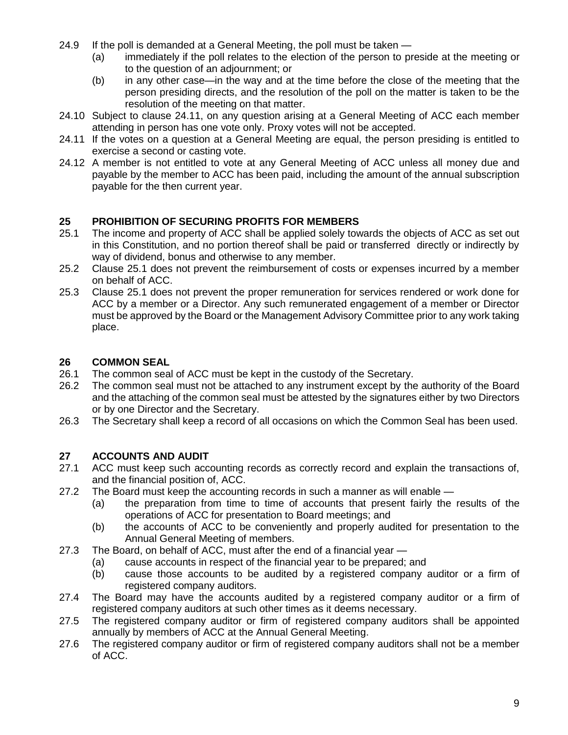24.9 If the poll is demanded at a General Meeting, the poll must be taken —

(a) immediately if the poll relates to the election of the person to preside at the meeting or to the question of an adjournment; or

(b) in any other case—in the way and at the time before the close of the meeting that the person presiding directs, and the resolution of the poll on the matter is taken to be the resolution of the meeting on that matter.

24.10 Subject to clause 24.11, on any question arising at a General Meeting of ACC each member attending in person has one vote only. Proxy votes will not be accepted.

24.11 If the votes on a question at a General Meeting are equal, the person presiding is entitled to exercise a second or casting vote.

24.12 A member is not entitled to vote at any General Meeting of ACC unless all money due and payable by the member to ACC has been paid, including the amount of the annual subscription payable for the then current year.

## 25 PROHIBITION OF SECURING PROFITS FOR MEMBERS

25.1 The income and property of ACC shall be applied solely towards the objects of ACC as set out in this Constitution, and no portion thereof shall be paid or transferred directly or indirectly by way of dividend, bonus and otherwise to any member.

25.2 Clause 25.1 does not prevent the reimbursement of costs or expenses incurred by a member on behalf of ACC.

25.3 Clause 25.1 does not prevent the proper remuneration for services rendered or work done for ACC by a member or a Director. Any such remunerated engagement of a member or Director must be approved by the Board or the Management Advisory Committee prior to any work taking place.

## 26 COMMON SEAL

26.1 The common seal of ACC must be kept in the custody of the Secretary.

26.2 The common seal must not be attached to any instrument except by the authority of the Board and the attaching of the common seal must be attested by the signatures either by two Directors or by one Director and the Secretary.

26.3 The Secretary shall keep a record of all occasions on which the Common Seal has been used.

## 27 ACCOUNTS AND AUDIT

27.1 ACC must keep such accounting records as correctly record and explain the transactions of, and the financial position of, ACC.

27.2 The Board must keep the accounting records in such a manner as will enable —

(a) the preparation from time to time of accounts that present fairly the results of the operations of ACC for presentation to Board meetings; and

(b) the accounts of ACC to be conveniently and properly audited for presentation to the Annual General Meeting of members.

27.3 The Board, on behalf of ACC, must after the end of a financial year —

(a) cause accounts in respect of the financial year to be prepared; and

(b) cause those accounts to be audited by a registered company auditor or a firm of registered company auditors.

27.4 The Board may have the accounts audited by a registered company auditor or a firm of registered company auditors at such other times as it deems necessary.

27.5 The registered company auditor or firm of registered company auditors shall be appointed annually by members of ACC at the Annual General Meeting.

27.6 The registered company auditor or firm of registered company auditors shall not be a member of ACC.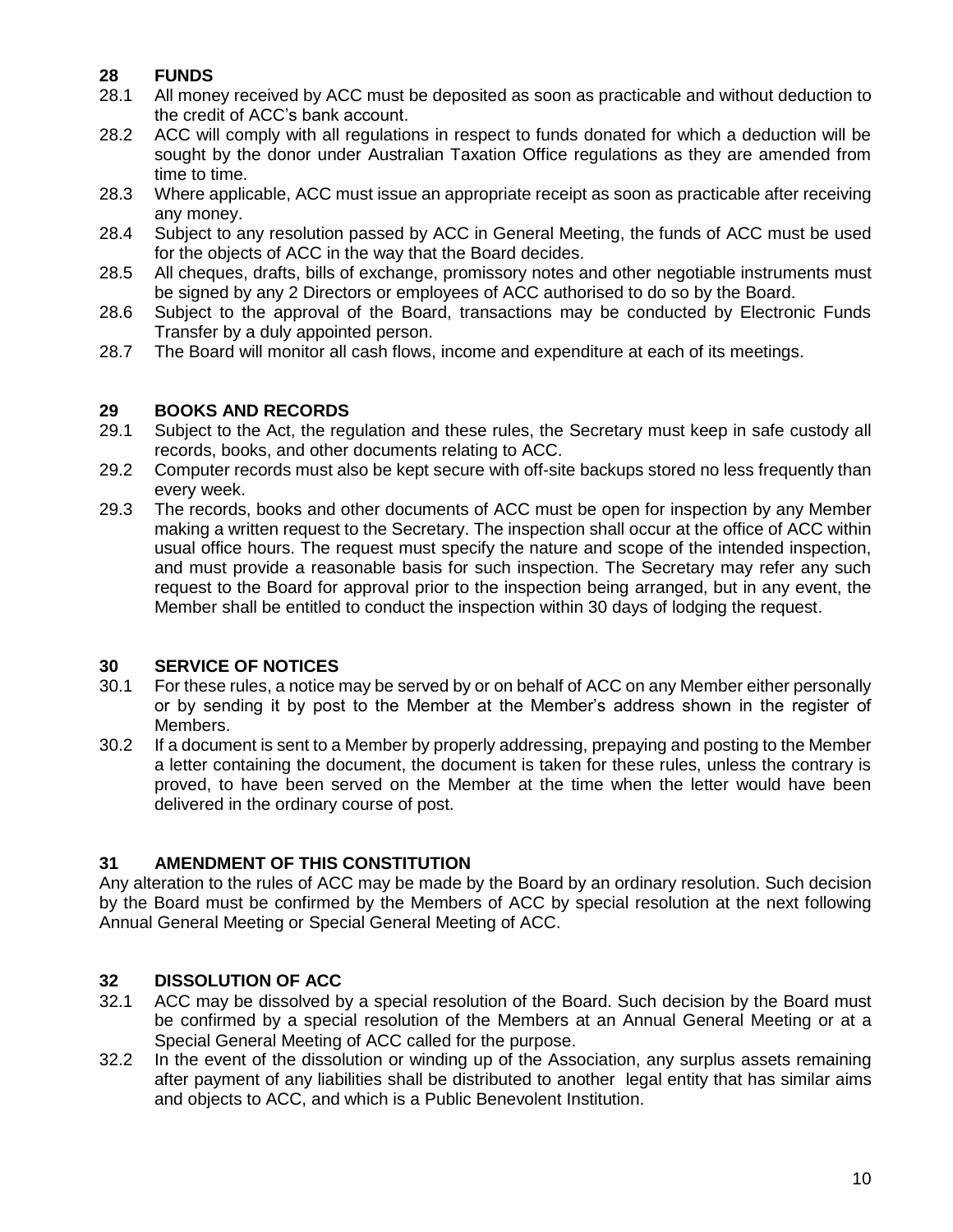## 28 FUNDS

28.1 All money received by ACC must be deposited as soon as practicable and without deduction to the credit of ACC's bank account.

28.2 ACC will comply with all regulations in respect to funds donated for which a deduction will be sought by the donor under Australian Taxation Office regulations as they are amended from time to time.

28.3 Where applicable, ACC must issue an appropriate receipt as soon as practicable after receiving any money.

28.4 Subject to any resolution passed by ACC in General Meeting, the funds of ACC must be used for the objects of ACC in the way that the Board decides.

28.5 All cheques, drafts, bills of exchange, promissory notes and other negotiable instruments must be signed by any 2 Directors or employees of ACC authorised to do so by the Board.

28.6 Subject to the approval of the Board, transactions may be conducted by Electronic Funds Transfer by a duly appointed person.

28.7 The Board will monitor all cash flows, income and expenditure at each of its meetings.

## 29 BOOKS AND RECORDS

29.1 Subject to the Act, the regulation and these rules, the Secretary must keep in safe custody all records, books, and other documents relating to ACC.

29.2 Computer records must also be kept secure with off-site backups stored no less frequently than every week.

29.3 The records, books and other documents of ACC must be open for inspection by any Member making a written request to the Secretary. The inspection shall occur at the office of ACC within usual office hours. The request must specify the nature and scope of the intended inspection, and must provide a reasonable basis for such inspection. The Secretary may refer any such request to the Board for approval prior to the inspection being arranged, but in any event, the Member shall be entitled to conduct the inspection within 30 days of lodging the request.

## 30 SERVICE OF NOTICES

30.1 For these rules, a notice may be served by or on behalf of ACC on any Member either personally or by sending it by post to the Member at the Member's address shown in the register of Members.

30.2 If a document is sent to a Member by properly addressing, prepaying and posting to the Member a letter containing the document, the document is taken for these rules, unless the contrary is proved, to have been served on the Member at the time when the letter would have been delivered in the ordinary course of post.

## 31 AMENDMENT OF THIS CONSTITUTION

Any alteration to the rules of ACC may be made by the Board by an ordinary resolution. Such decision by the Board must be confirmed by the Members of ACC by special resolution at the next following Annual General Meeting or Special General Meeting of ACC.

## 32 DISSOLUTION OF ACC

32.1 ACC may be dissolved by a special resolution of the Board. Such decision by the Board must be confirmed by a special resolution of the Members at an Annual General Meeting or at a Special General Meeting of ACC called for the purpose.

32.2 In the event of the dissolution or winding up of the Association, any surplus assets remaining after payment of any liabilities shall be distributed to another legal entity that has similar aims and objects to ACC, and which is a Public Benevolent Institution.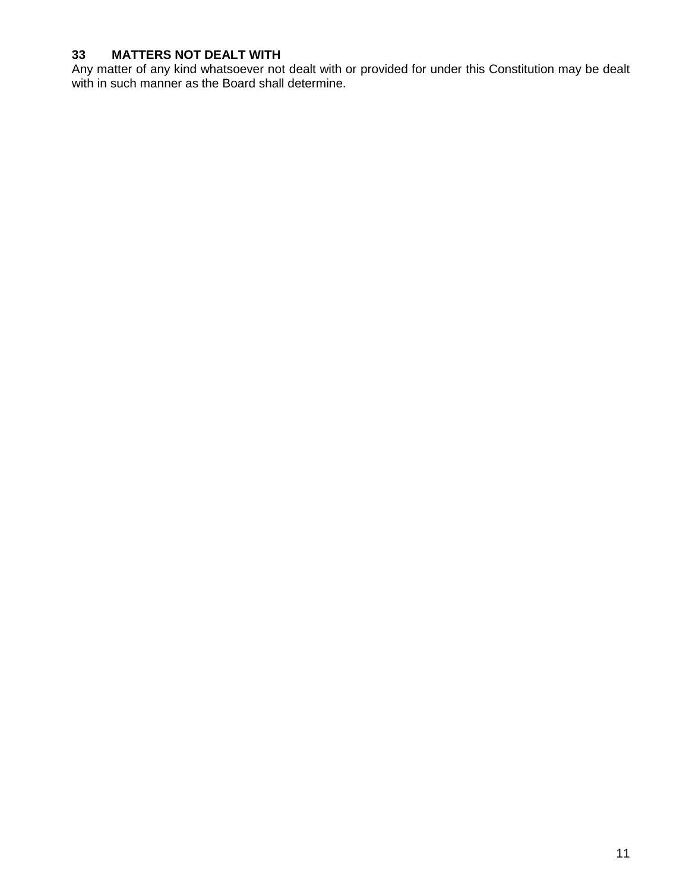**33 MATTERS NOT DEALT WITH**

Any matter of any kind whatsoever not dealt with or provided for under this Constitution may be dealt with in such manner as the Board shall determine.